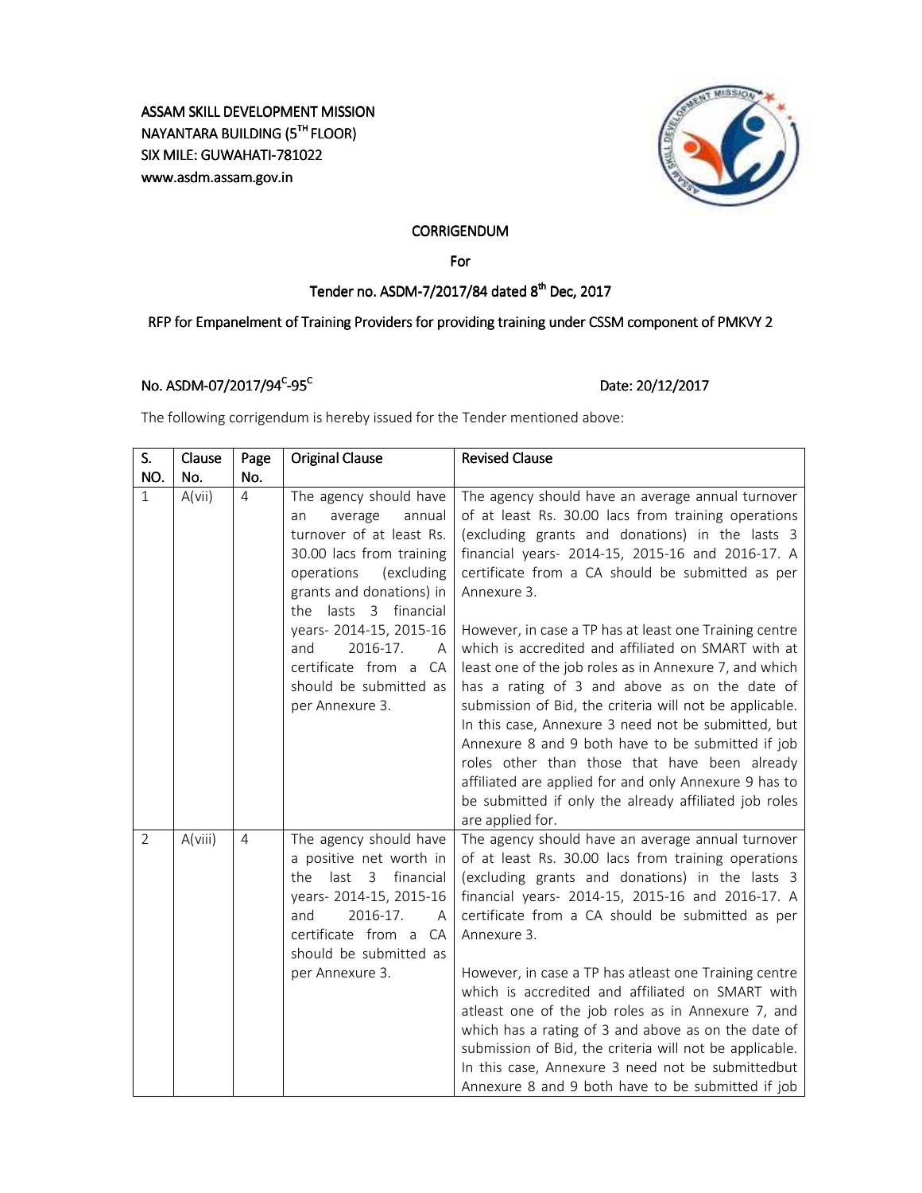ASSAM SKILL DEVELOPMENT MISSION
NAYANTARA BUILDING (5[TH] FLOOR)
SIX MILE: GUWAHATI-781022
www.asdm.assam.gov.in

**CORRIGENDUM**

**For**

**Tender no. ASDM-7/2017/84 dated 8[th] Dec, 2017**

**RFP for Empanelment of Training Providers for providing training under CSSM component of PMKVY 2**

**No. ASDM-07/2017/94[C]-95[C]** **Date: 20/12/2017**

The following corrigendum is hereby issued for the Tender mentioned above:

| S. NO. | Clause No. | Page No. | Original Clause | Revised Clause |
|---|---|---|---|---|
| 1 | A(vii) | 4 | The agency should have an average annual turnover of at least Rs. 30.00 lacs from training operations (excluding grants and donations) in the lasts 3 financial years- 2014-15, 2015-16 and 2016-17. A certificate from a CA should be submitted as per Annexure 3. | The agency should have an average annual turnover of at least Rs. 30.00 lacs from training operations (excluding grants and donations) in the lasts 3 financial years- 2014-15, 2015-16 and 2016-17. A certificate from a CA should be submitted as per Annexure 3.<br><br>However, in case a TP has at least one Training centre which is accredited and affiliated on SMART with at least one of the job roles as in Annexure 7, and which has a rating of 3 and above as on the date of submission of Bid, the criteria will not be applicable. In this case, Annexure 3 need not be submitted, but Annexure 8 and 9 both have to be submitted if job roles other than those that have been already affiliated are applied for and only Annexure 9 has to be submitted if only the already affiliated job roles are applied for. |
| 2 | A(viii) | 4 | The agency should have a positive net worth in the last 3 financial years- 2014-15, 2015-16 and 2016-17. A certificate from a CA should be submitted as per Annexure 3. | The agency should have an average annual turnover of at least Rs. 30.00 lacs from training operations (excluding grants and donations) in the lasts 3 financial years- 2014-15, 2015-16 and 2016-17. A certificate from a CA should be submitted as per Annexure 3.<br><br>However, in case a TP has atleast one Training centre which is accredited and affiliated on SMART with atleast one of the job roles as in Annexure 7, and which has a rating of 3 and above as on the date of submission of Bid, the criteria will not be applicable. In this case, Annexure 3 need not be submittedbut Annexure 8 and 9 both have to be submitted if job |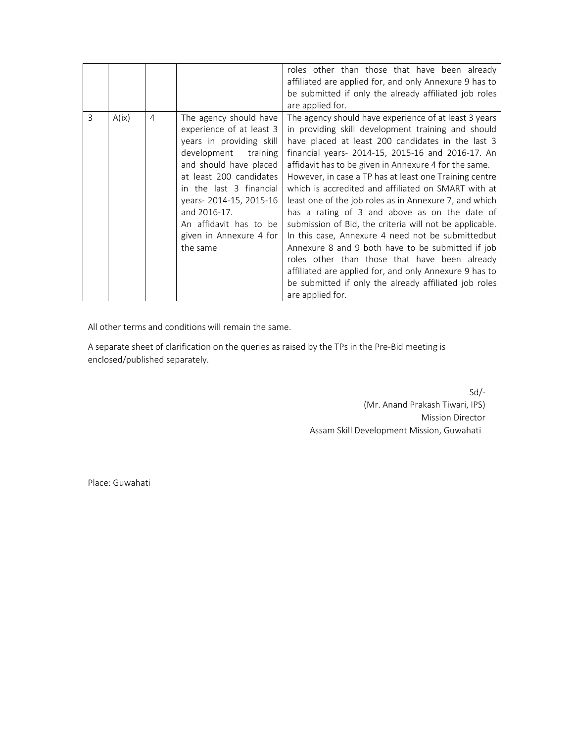| | | | | |
|---|---|---|---|---|
| | | | | roles other than those that have been already affiliated are applied for, and only Annexure 9 has to be submitted if only the already affiliated job roles are applied for. |
| 3 | A(ix) | 4 | The agency should have experience of at least 3 years in providing skill development training and should have placed at least 200 candidates in the last 3 financial years- 2014-15, 2015-16 and 2016-17. An affidavit has to be given in Annexure 4 for the same | The agency should have experience of at least 3 years in providing skill development training and should have placed at least 200 candidates in the last 3 financial years- 2014-15, 2015-16 and 2016-17. An affidavit has to be given in Annexure 4 for the same. However, in case a TP has at least one Training centre which is accredited and affiliated on SMART with at least one of the job roles as in Annexure 7, and which has a rating of 3 and above as on the date of submission of Bid, the criteria will not be applicable. In this case, Annexure 4 need not be submittedbut Annexure 8 and 9 both have to be submitted if job roles other than those that have been already affiliated are applied for, and only Annexure 9 has to be submitted if only the already affiliated job roles are applied for. |

All other terms and conditions will remain the same.

A separate sheet of clarification on the queries as raised by the TPs in the Pre-Bid meeting is enclosed/published separately.

Sd/-
(Mr. Anand Prakash Tiwari, IPS)
Mission Director
Assam Skill Development Mission, Guwahati

Place: Guwahati